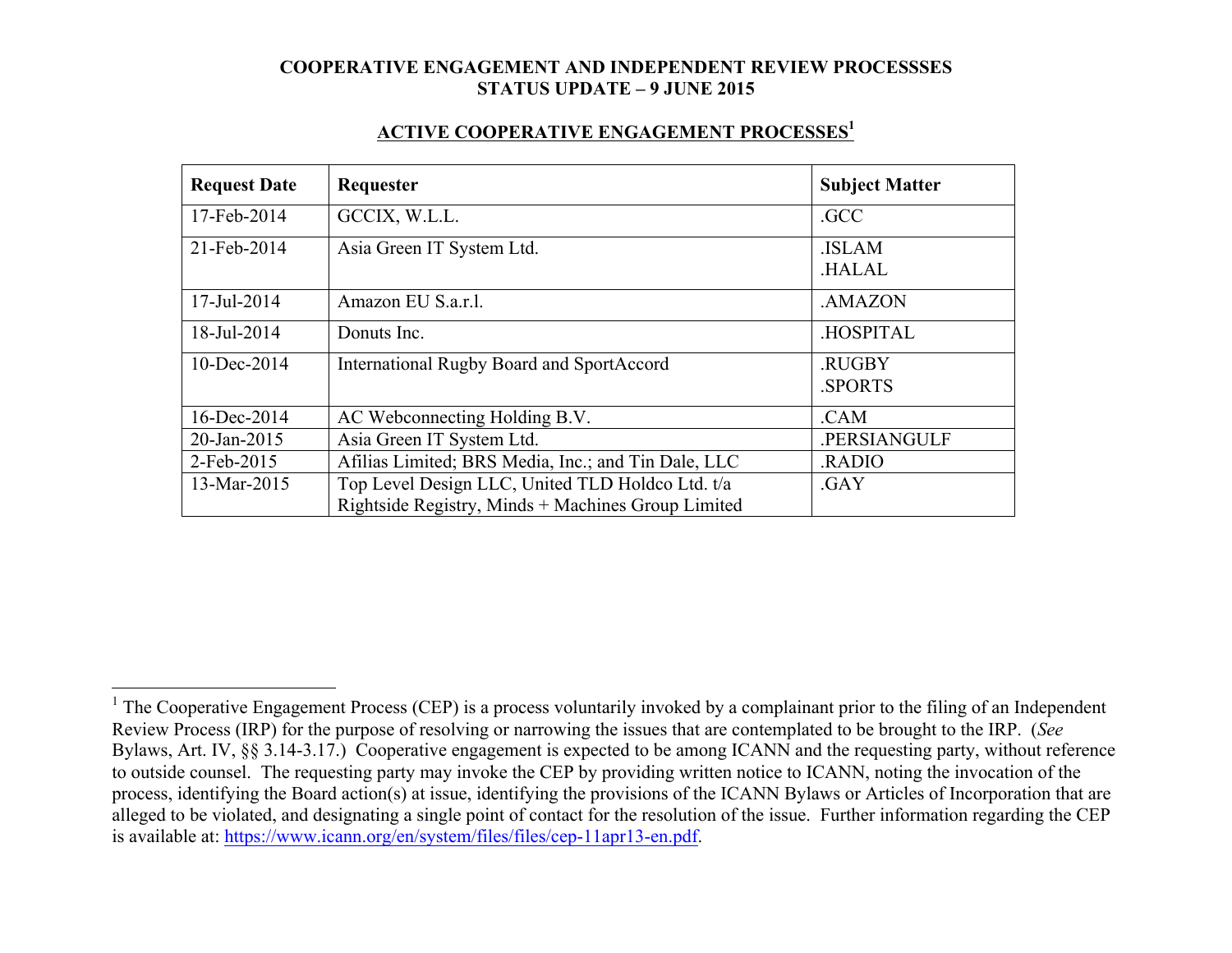# COOPERATIVE ENGAGEMENT AND INDEPENDENT REVIEW PROCESSSES
# STATUS UPDATE – 9 JUNE 2015

## ACTIVE COOPERATIVE ENGAGEMENT PROCESSES[1]

| Request Date | Requester | Subject Matter |
|---|---|---|
| 17-Feb-2014 | GCCIX, W.L.L. | .GCC |
| 21-Feb-2014 | Asia Green IT System Ltd. | .ISLAM<br>.HALAL |
| 17-Jul-2014 | Amazon EU S.a.r.l. | .AMAZON |
| 18-Jul-2014 | Donuts Inc. | .HOSPITAL |
| 10-Dec-2014 | International Rugby Board and SportAccord | .RUGBY<br>.SPORTS |
| 16-Dec-2014 | AC Webconnecting Holding B.V. | .CAM |
| 20-Jan-2015 | Asia Green IT System Ltd. | .PERSIANGULF |
| 2-Feb-2015 | Afilias Limited; BRS Media, Inc.; and Tin Dale, LLC | .RADIO |
| 13-Mar-2015 | Top Level Design LLC, United TLD Holdco Ltd. t/a Rightside Registry, Minds + Machines Group Limited | .GAY |

---

[1] The Cooperative Engagement Process (CEP) is a process voluntarily invoked by a complainant prior to the filing of an Independent Review Process (IRP) for the purpose of resolving or narrowing the issues that are contemplated to be brought to the IRP. (*See* Bylaws, Art. IV, §§ 3.14-3.17.) Cooperative engagement is expected to be among ICANN and the requesting party, without reference to outside counsel. The requesting party may invoke the CEP by providing written notice to ICANN, noting the invocation of the process, identifying the Board action(s) at issue, identifying the provisions of the ICANN Bylaws or Articles of Incorporation that are alleged to be violated, and designating a single point of contact for the resolution of the issue. Further information regarding the CEP is available at: https://www.icann.org/en/system/files/files/cep-11apr13-en.pdf.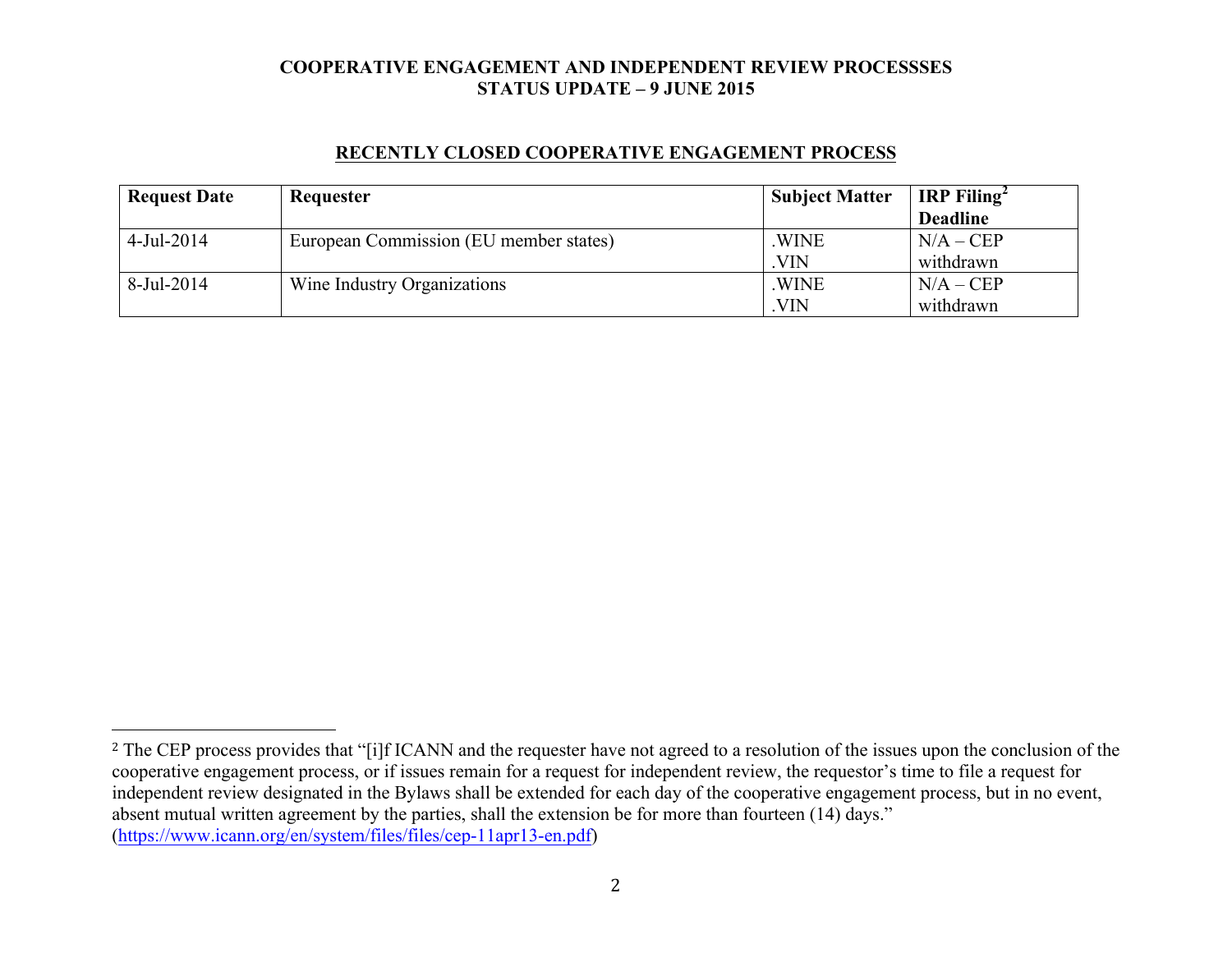COOPERATIVE ENGAGEMENT AND INDEPENDENT REVIEW PROCESSSES
STATUS UPDATE – 9 JUNE 2015

## RECENTLY CLOSED COOPERATIVE ENGAGEMENT PROCESS

| Request Date | Requester | Subject Matter | IRP Filing[2] Deadline |
| --- | --- | --- | --- |
| 4-Jul-2014 | European Commission (EU member states) | .WINE .VIN | N/A – CEP withdrawn |
| 8-Jul-2014 | Wine Industry Organizations | .WINE .VIN | N/A – CEP withdrawn |

[2] The CEP process provides that "[i]f ICANN and the requester have not agreed to a resolution of the issues upon the conclusion of the cooperative engagement process, or if issues remain for a request for independent review, the requestor's time to file a request for independent review designated in the Bylaws shall be extended for each day of the cooperative engagement process, but in no event, absent mutual written agreement by the parties, shall the extension be for more than fourteen (14) days." (https://www.icann.org/en/system/files/files/cep-11apr13-en.pdf)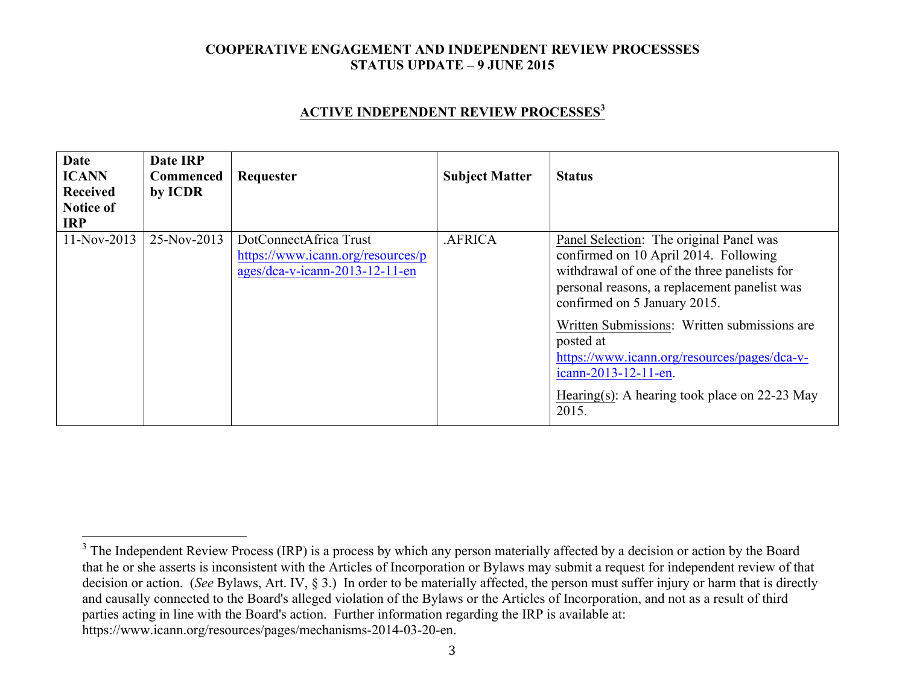**COOPERATIVE ENGAGEMENT AND INDEPENDENT REVIEW PROCESSSES**
**STATUS UPDATE – 9 JUNE 2015**

## ACTIVE INDEPENDENT REVIEW PROCESSES[3]

| Date ICANN Received Notice of IRP | Date IRP Commenced by ICDR | Requester | Subject Matter | Status |
|---|---|---|---|---|
| 11-Nov-2013 | 25-Nov-2013 | DotConnectAfrica Trust https://www.icann.org/resources/pages/dca-v-icann-2013-12-11-en | .AFRICA | Panel Selection: The original Panel was confirmed on 10 April 2014. Following withdrawal of one of the three panelists for personal reasons, a replacement panelist was confirmed on 5 January 2015. <br><br> Written Submissions: Written submissions are posted at https://www.icann.org/resources/pages/dca-v-icann-2013-12-11-en. <br><br> Hearing(s): A hearing took place on 22-23 May 2015. |

[3] The Independent Review Process (IRP) is a process by which any person materially affected by a decision or action by the Board that he or she asserts is inconsistent with the Articles of Incorporation or Bylaws may submit a request for independent review of that decision or action. (*See* Bylaws, Art. IV, § 3.) In order to be materially affected, the person must suffer injury or harm that is directly and causally connected to the Board's alleged violation of the Bylaws or the Articles of Incorporation, and not as a result of third parties acting in line with the Board's action. Further information regarding the IRP is available at: https://www.icann.org/resources/pages/mechanisms-2014-03-20-en.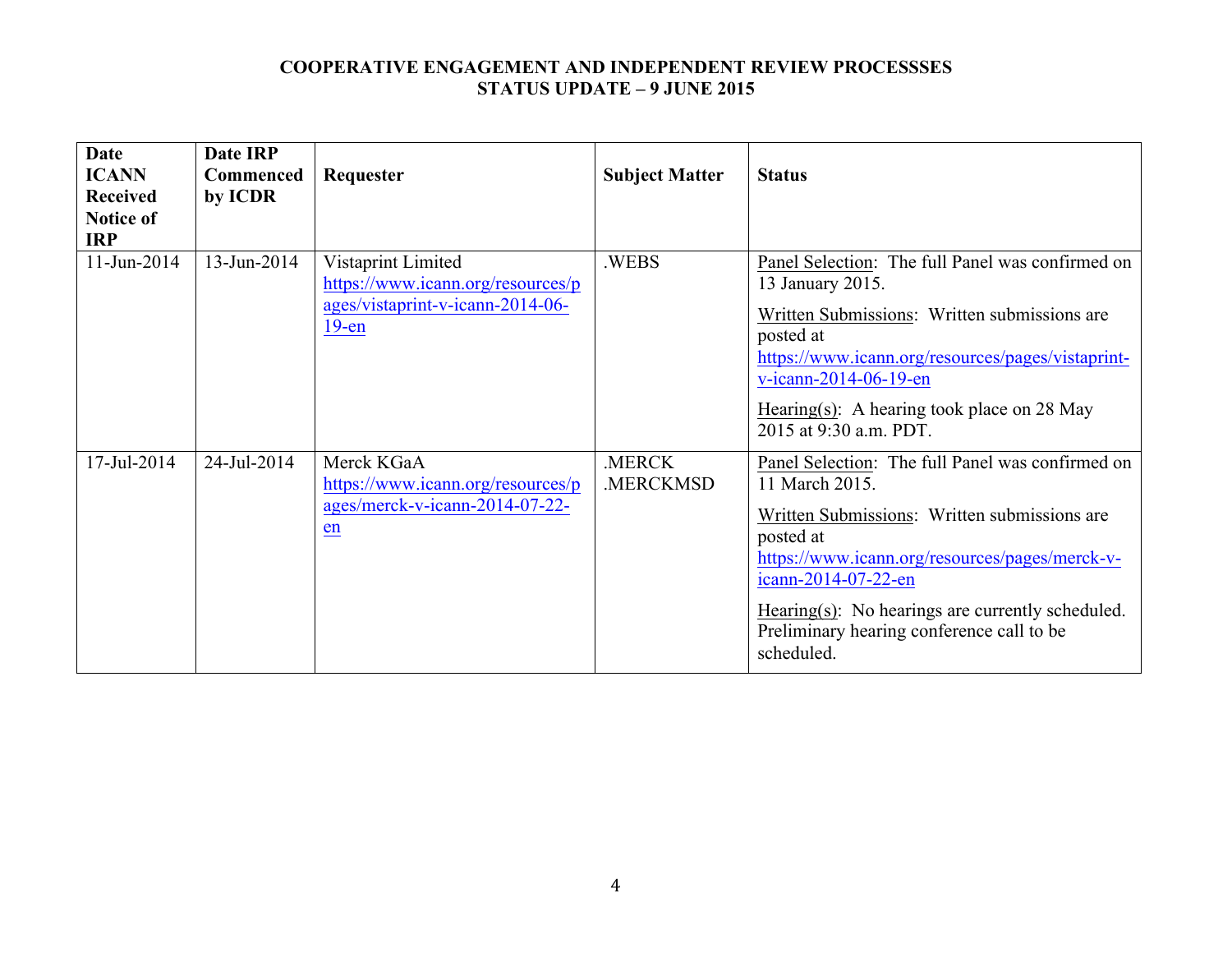**COOPERATIVE ENGAGEMENT AND INDEPENDENT REVIEW PROCESSSES**
**STATUS UPDATE – 9 JUNE 2015**

| Date ICANN Received Notice of IRP | Date IRP Commenced by ICDR | Requester | Subject Matter | Status |
|---|---|---|---|---|
| 11-Jun-2014 | 13-Jun-2014 | Vistaprint Limited https://www.icann.org/resources/pages/vistaprint-v-icann-2014-06-19-en | .WEBS | Panel Selection: The full Panel was confirmed on 13 January 2015. <br><br> Written Submissions: Written submissions are posted at https://www.icann.org/resources/pages/vistaprint-v-icann-2014-06-19-en <br><br> Hearing(s): A hearing took place on 28 May 2015 at 9:30 a.m. PDT. |
| 17-Jul-2014 | 24-Jul-2014 | Merck KGaA https://www.icann.org/resources/pages/merck-v-icann-2014-07-22-en | .MERCK .MERCKMSD | Panel Selection: The full Panel was confirmed on 11 March 2015. <br><br> Written Submissions: Written submissions are posted at https://www.icann.org/resources/pages/merck-v-icann-2014-07-22-en <br><br> Hearing(s): No hearings are currently scheduled. Preliminary hearing conference call to be scheduled. |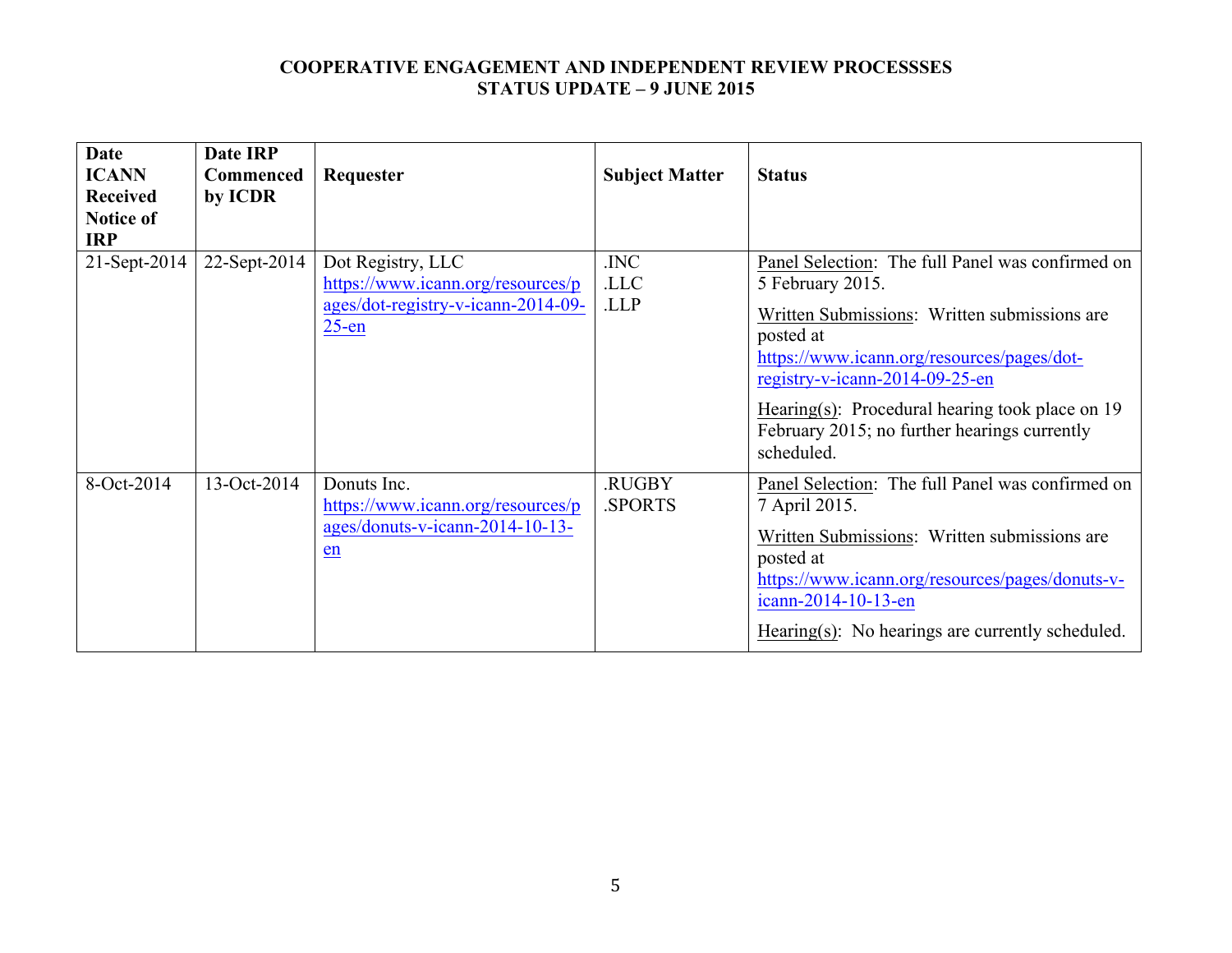**COOPERATIVE ENGAGEMENT AND INDEPENDENT REVIEW PROCESSSES**
**STATUS UPDATE – 9 JUNE 2015**

| Date ICANN Received Notice of IRP | Date IRP Commenced by ICDR | Requester | Subject Matter | Status |
|---|---|---|---|---|
| 21-Sept-2014 | 22-Sept-2014 | Dot Registry, LLC https://www.icann.org/resources/pages/dot-registry-v-icann-2014-09-25-en | .INC<br>.LLC<br>.LLP | Panel Selection: The full Panel was confirmed on 5 February 2015.<br>Written Submissions: Written submissions are posted at https://www.icann.org/resources/pages/dot-registry-v-icann-2014-09-25-en<br>Hearing(s): Procedural hearing took place on 19 February 2015; no further hearings currently scheduled. |
| 8-Oct-2014 | 13-Oct-2014 | Donuts Inc. https://www.icann.org/resources/pages/donuts-v-icann-2014-10-13-en | .RUGBY<br>.SPORTS | Panel Selection: The full Panel was confirmed on 7 April 2015.<br>Written Submissions: Written submissions are posted at https://www.icann.org/resources/pages/donuts-v-icann-2014-10-13-en<br>Hearing(s): No hearings are currently scheduled. |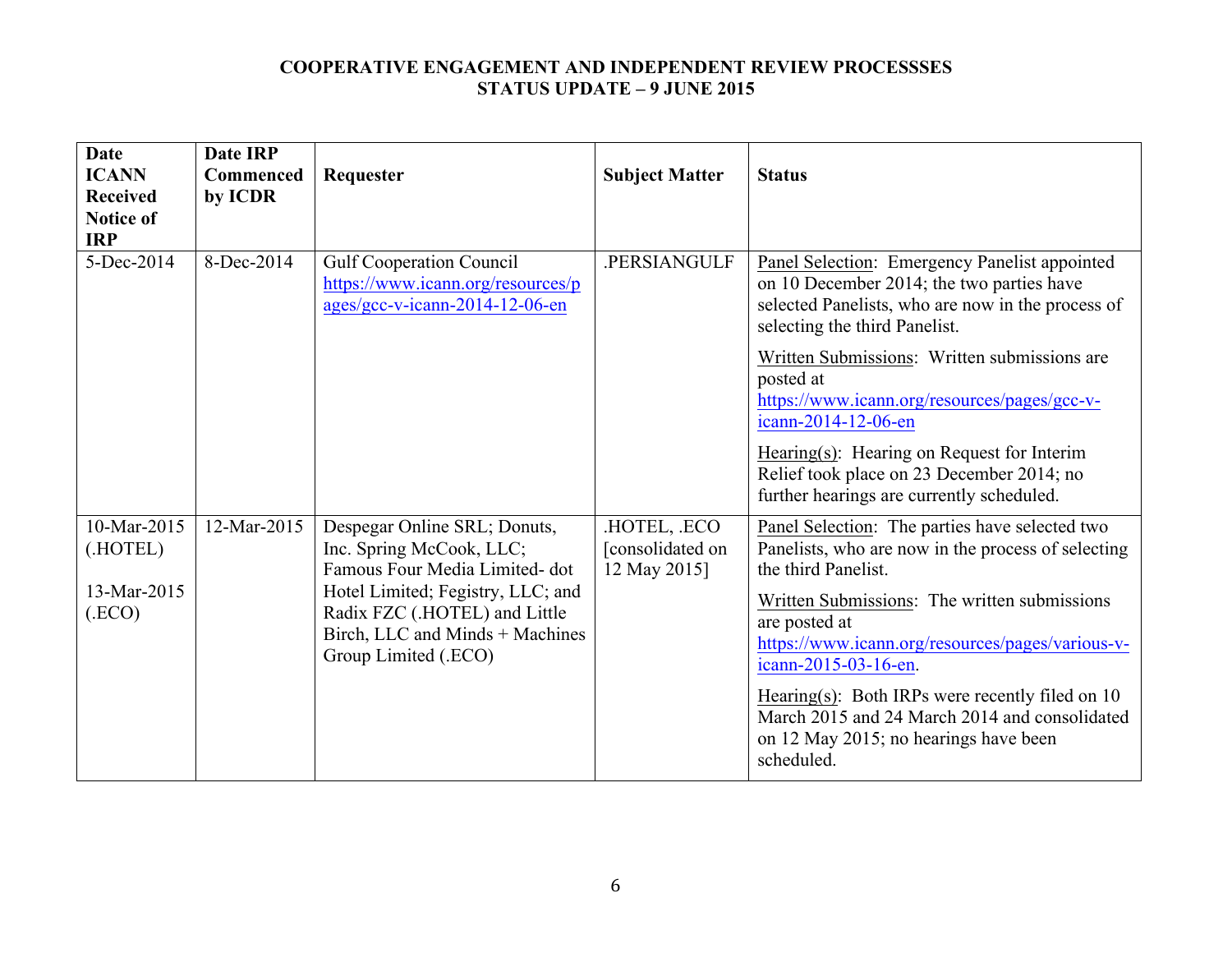**COOPERATIVE ENGAGEMENT AND INDEPENDENT REVIEW PROCESSSES**
**STATUS UPDATE – 9 JUNE 2015**

| Date ICANN Received Notice of IRP | Date IRP Commenced by ICDR | Requester | Subject Matter | Status |
|---|---|---|---|---|
| 5-Dec-2014 | 8-Dec-2014 | Gulf Cooperation Council https://www.icann.org/resources/pages/gcc-v-icann-2014-12-06-en | .PERSIANGULF | Panel Selection: Emergency Panelist appointed on 10 December 2014; the two parties have selected Panelists, who are now in the process of selecting the third Panelist.<br><br>Written Submissions: Written submissions are posted at https://www.icann.org/resources/pages/gcc-v-icann-2014-12-06-en<br><br>Hearing(s): Hearing on Request for Interim Relief took place on 23 December 2014; no further hearings are currently scheduled. |
| 10-Mar-2015 (.HOTEL)<br><br>13-Mar-2015 (.ECO) | 12-Mar-2015 | Despegar Online SRL; Donuts, Inc. Spring McCook, LLC; Famous Four Media Limited- dot Hotel Limited; Fegistry, LLC; and Radix FZC (.HOTEL) and Little Birch, LLC and Minds + Machines Group Limited (.ECO) | .HOTEL, .ECO [consolidated on 12 May 2015] | Panel Selection: The parties have selected two Panelists, who are now in the process of selecting the third Panelist.<br><br>Written Submissions: The written submissions are posted at https://www.icann.org/resources/pages/various-v-icann-2015-03-16-en.<br><br>Hearing(s): Both IRPs were recently filed on 10 March 2015 and 24 March 2014 and consolidated on 12 May 2015; no hearings have been scheduled. |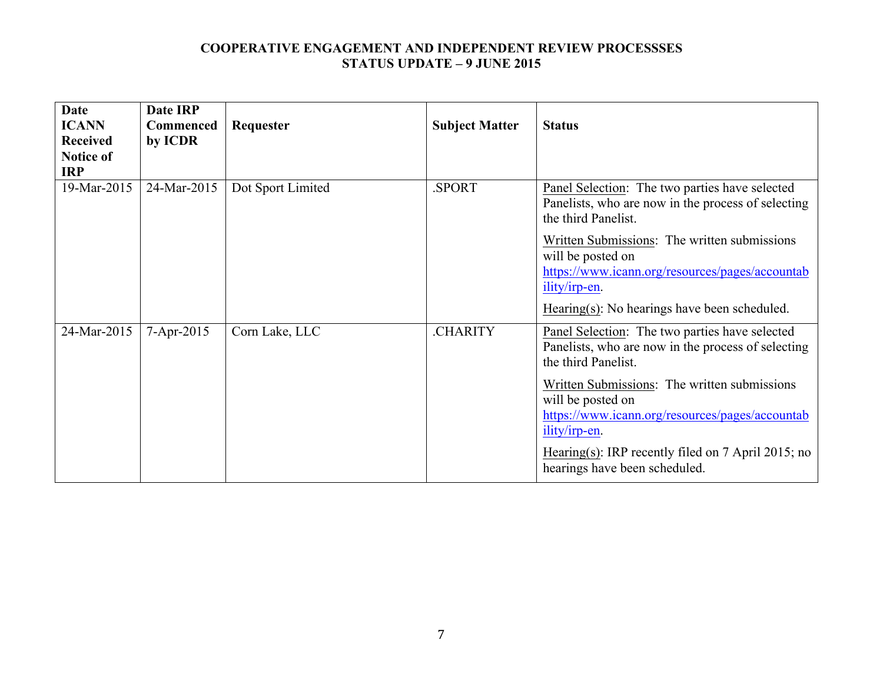**COOPERATIVE ENGAGEMENT AND INDEPENDENT REVIEW PROCESSSES**
**STATUS UPDATE – 9 JUNE 2015**

| Date ICANN Received Notice of IRP | Date IRP Commenced by ICDR | Requester | Subject Matter | Status |
|---|---|---|---|---|
| 19-Mar-2015 | 24-Mar-2015 | Dot Sport Limited | .SPORT | Panel Selection: The two parties have selected Panelists, who are now in the process of selecting the third Panelist.<br><br>Written Submissions: The written submissions will be posted on https://www.icann.org/resources/pages/accountability/irp-en.<br><br>Hearing(s): No hearings have been scheduled. |
| 24-Mar-2015 | 7-Apr-2015 | Corn Lake, LLC | .CHARITY | Panel Selection: The two parties have selected Panelists, who are now in the process of selecting the third Panelist.<br><br>Written Submissions: The written submissions will be posted on https://www.icann.org/resources/pages/accountability/irp-en.<br><br>Hearing(s): IRP recently filed on 7 April 2015; no hearings have been scheduled. |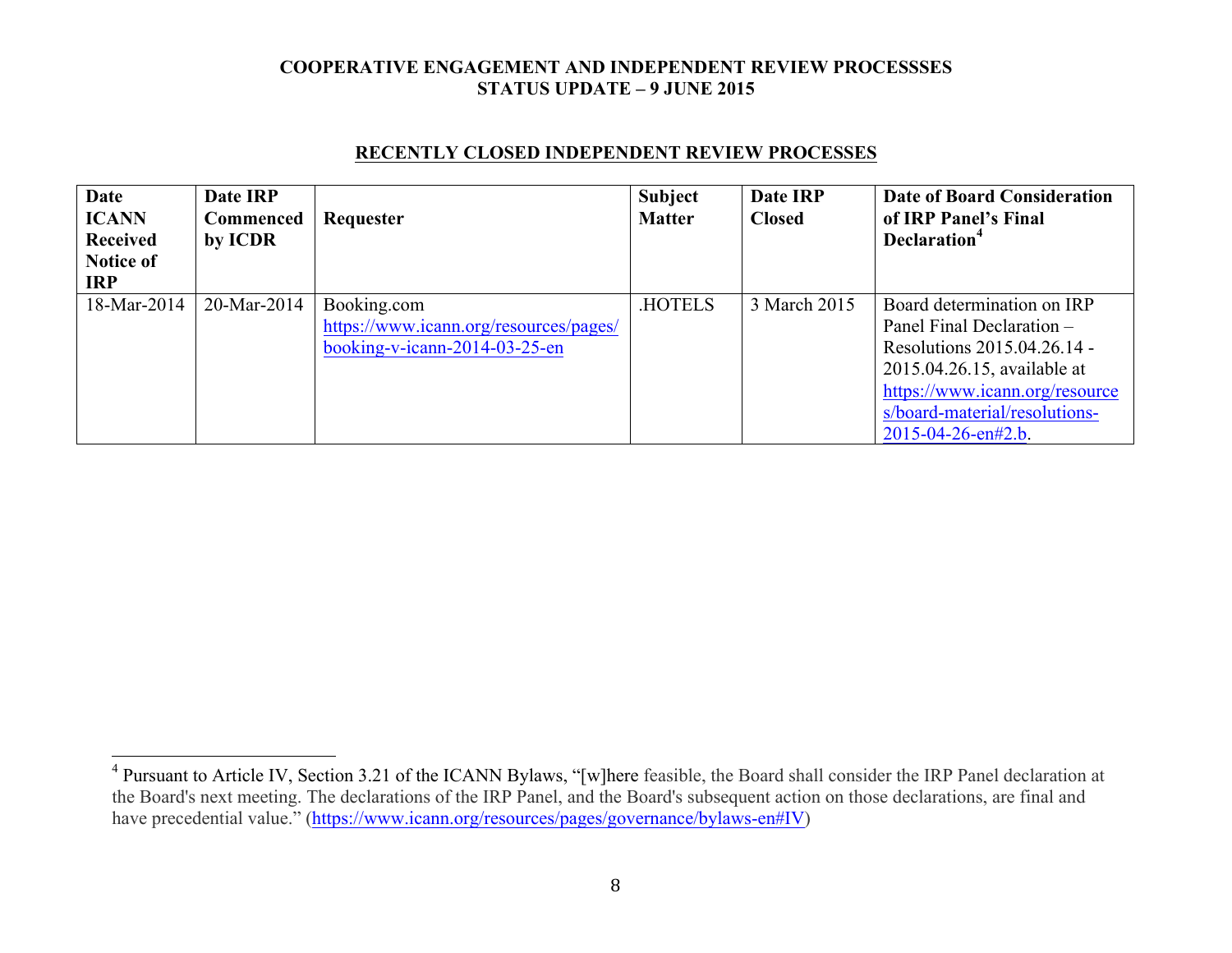**COOPERATIVE ENGAGEMENT AND INDEPENDENT REVIEW PROCESSSES**
**STATUS UPDATE – 9 JUNE 2015**

## RECENTLY CLOSED INDEPENDENT REVIEW PROCESSES

| Date ICANN Received Notice of IRP | Date IRP Commenced by ICDR | Requester | Subject Matter | Date IRP Closed | Date of Board Consideration of IRP Panel's Final Declaration[4] |
|---|---|---|---|---|---|
| 18-Mar-2014 | 20-Mar-2014 | Booking.com https://www.icann.org/resources/pages/booking-v-icann-2014-03-25-en | .HOTELS | 3 March 2015 | Board determination on IRP Panel Final Declaration – Resolutions 2015.04.26.14 - 2015.04.26.15, available at https://www.icann.org/resources/board-material/resolutions-2015-04-26-en#2.b. |

[4] Pursuant to Article IV, Section 3.21 of the ICANN Bylaws, "[w]here feasible, the Board shall consider the IRP Panel declaration at the Board's next meeting. The declarations of the IRP Panel, and the Board's subsequent action on those declarations, are final and have precedential value." (https://www.icann.org/resources/pages/governance/bylaws-en#IV)